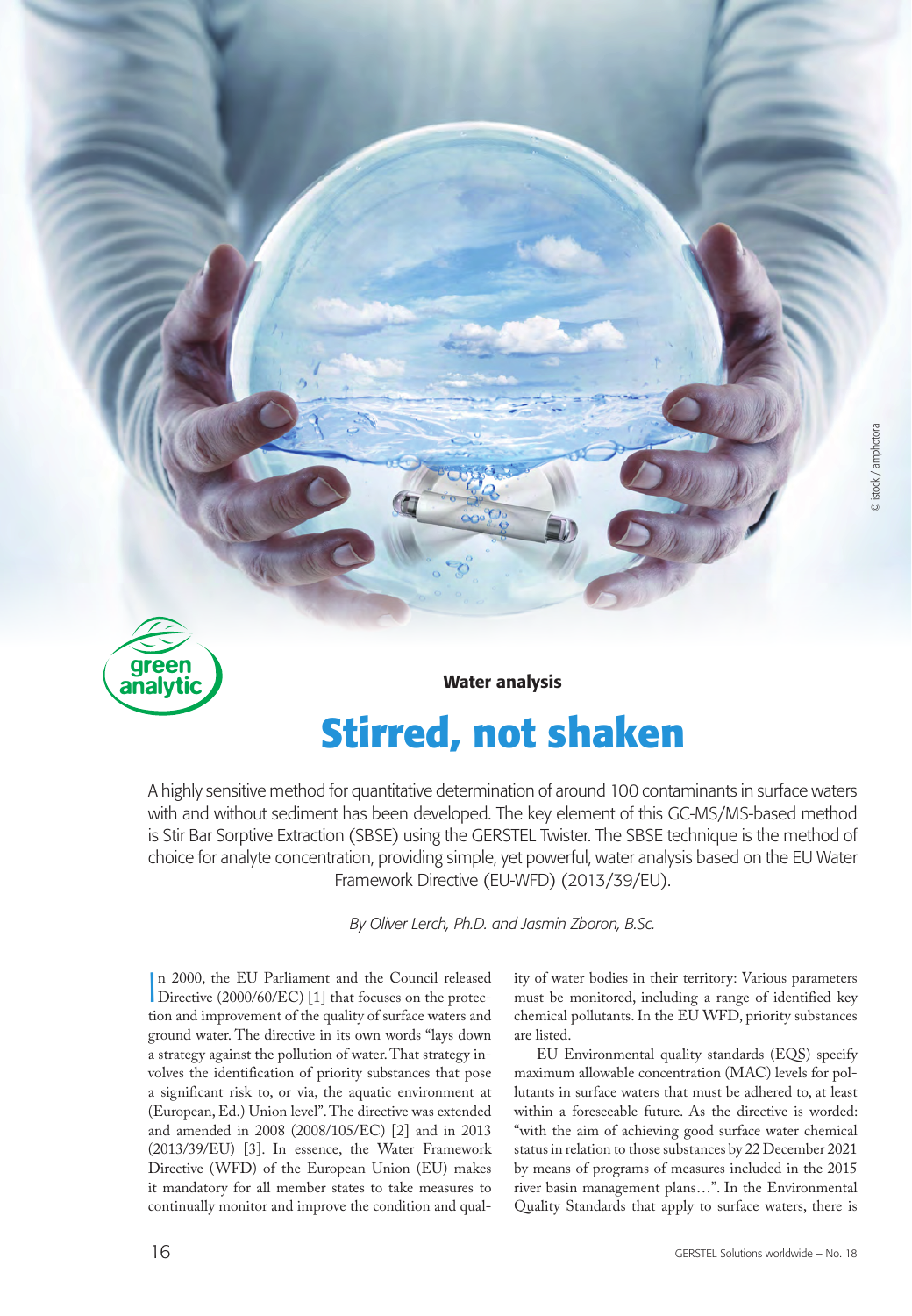green analytic

**Water analysis**

# Stirred, not shaken

A highly sensitive method for quantitative determination of around 100 contaminants in surface waters with and without sediment has been developed. The key element of this GC-MS/MS-based method is Stir Bar Sorptive Extraction (SBSE) using the GERSTEL Twister. The SBSE technique is the method of choice for analyte concentration, providing simple, yet powerful, water analysis based on the EU Water Framework Directive (EU-WFD) (2013/39/EU).

*By Oliver Lerch, Ph.D. and Jasmin Zboron, B.Sc.*

In 2000, the EU Parliament and the Council released Directive (2000/60/EC) [1] that focuses on the protection and improvement of the quality of surface waters and ground water. The directive in its own words "lays down a strategy against the pollution of water. That strategy involves the identification of priority substances that pose a significant risk to, or via, the aquatic environment at (European, Ed.) Union level". The directive was extended and amended in 2008 (2008/105/EC) [2] and in 2013 (2013/39/EU) [3]. In essence, the Water Framework Directive (WFD) of the European Union (EU) makes it mandatory for all member states to take measures to continually monitor and improve the condition and quality of water bodies in their territory: Various parameters must be monitored, including a range of identified key chemical pollutants. In the EU WFD, priority substances are listed.

EU Environmental quality standards (EQS) specify maximum allowable concentration (MAC) levels for pollutants in surface waters that must be adhered to, at least within a foreseeable future. As the directive is worded: "with the aim of achieving good surface water chemical status in relation to those substances by 22 December 2021 by means of programs of measures included in the 2015 river basin management plans…". In the Environmental Quality Standards that apply to surface waters, there is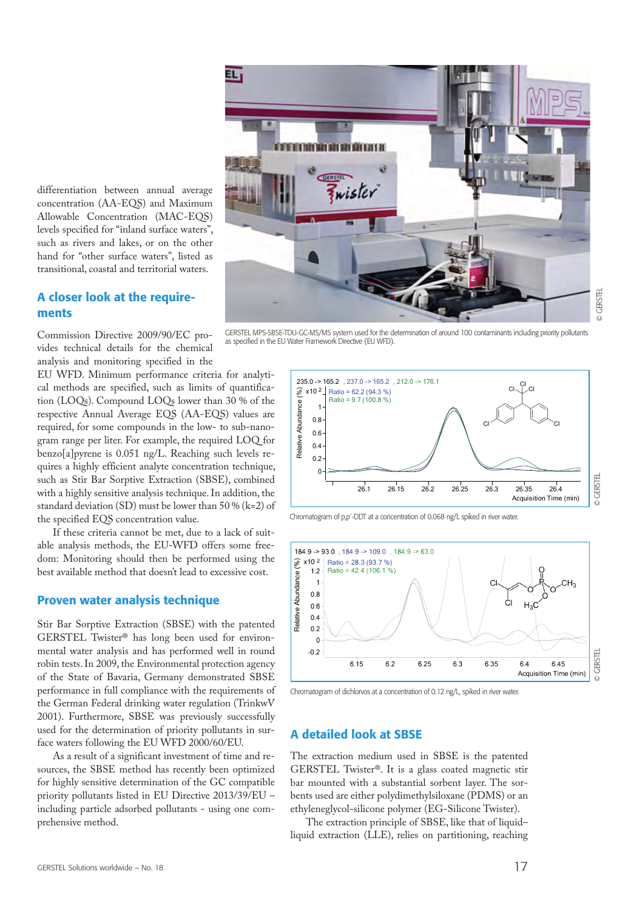differentiation between annual average concentration (AA-EQS) and Maximum Allowable Concentration (MAC-EQS) levels specified for "inland surface waters", such as rivers and lakes, or on the other hand for "other surface waters", listed as transitional, coastal and territorial waters.

GERSTEL MPS-SBSE-TDU-GC-MS/MS system used for the determination of around 100 contaminants including priority pollutants as specified in the EU Water Framework Directive (EU WFD).

## A closer look at the requirements

Commission Directive 2009/90/EC provides technical details for the chemical analysis and monitoring specified in the EU WFD. Minimum performance criteria for analytical methods are specified, such as limits of quantification (LOQs). Compound LOQs lower than 30 % of the respective Annual Average EQS (AA-EQS) values are required, for some compounds in the low- to sub-nanogram range per liter. For example, the required LOQ for benzo[a]pyrene is 0.051 ng/L. Reaching such levels requires a highly efficient analyte concentration technique, such as Stir Bar Sorptive Extraction (SBSE), combined with a highly sensitive analysis technique. In addition, the standard deviation (SD) must be lower than 50 % (k=2) of the specified EQS concentration value.

If these criteria cannot be met, due to a lack of suitable analysis methods, the EU-WFD offers some freedom: Monitoring should then be performed using the best available method that doesn't lead to excessive cost.

## Proven water analysis technique

Stir Bar Sorptive Extraction (SBSE) with the patented GERSTEL Twister® has long been used for environmental water analysis and has performed well in round robin tests. In 2009, the Environmental protection agency of the State of Bavaria, Germany demonstrated SBSE performance in full compliance with the requirements of the German Federal drinking water regulation (TrinkwV 2001). Furthermore, SBSE was previously successfully used for the determination of priority pollutants in surface waters following the EU WFD 2000/60/EU.

As a result of a significant investment of time and resources, the SBSE method has recently been optimized for highly sensitive determination of the GC compatible priority pollutants listed in EU Directive 2013/39/EU – including particle adsorbed pollutants - using one comprehensive method.

Chromatogram of p,p'-DDT at a concentration of 0.068 ng/L spiked in river water.

Chromatogram of dichlorvos at a concentration of 0.12 ng/L, spiked in river water.

## A detailed look at SBSE

The extraction medium used in SBSE is the patented GERSTEL Twister®. It is a glass coated magnetic stir bar mounted with a substantial sorbent layer. The sorbents used are either polydimethylsiloxane (PDMS) or an ethyleneglycol-silicone polymer (EG-Silicone Twister).

The extraction principle of SBSE, like that of liquid–liquid extraction (LLE), relies on partitioning, reaching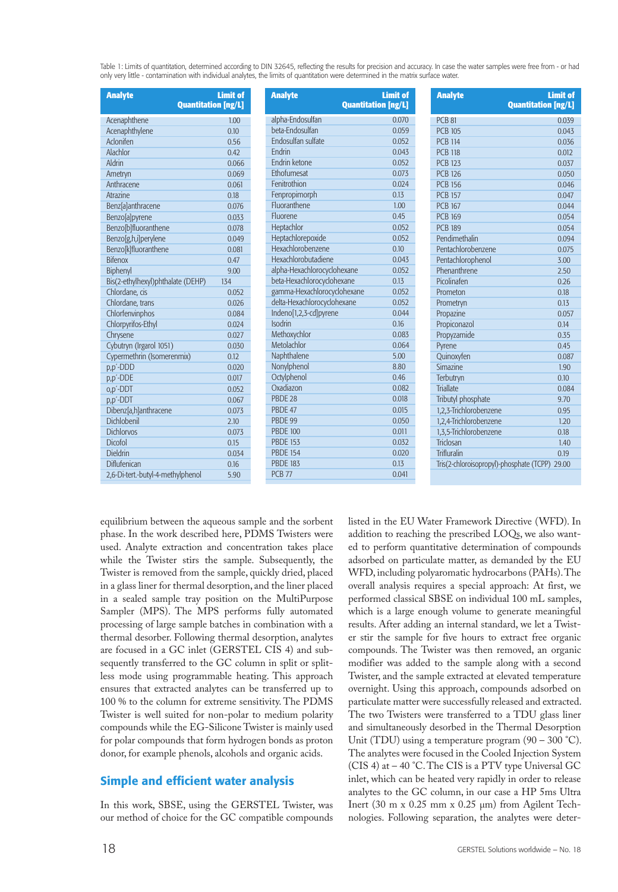Table 1: Limits of quantitation, determined according to DIN 32645, reflecting the results for precision and accuracy. In case the water samples were free from - or had only very little - contamination with individual analytes, the limits of quantitation were determined in the matrix surface water.

| Analyte | Limit of Quantitation [ng/L] |
|---|---|
| Acenaphthene | 1.00 |
| Acenaphthylene | 0.10 |
| Aclonifen | 0.56 |
| Alachlor | 0.42 |
| Aldrin | 0.066 |
| Ametryn | 0.069 |
| Anthracene | 0.061 |
| Atrazine | 0.18 |
| Benz[a]anthracene | 0.076 |
| Benzo[a]pyrene | 0.033 |
| Benzo[b]fluoranthene | 0.078 |
| Benzo[g,h,i]perylene | 0.049 |
| Benzo[k]fluoranthene | 0.081 |
| Bifenox | 0.47 |
| Biphenyl | 9.00 |
| Bis(2-ethylhexyl)phthalate (DEHP) | 134 |
| Chlordane, cis | 0.052 |
| Chlordane, trans | 0.026 |
| Chlorfenvinphos | 0.084 |
| Chlorpyrifos-Ethyl | 0.024 |
| Chrysene | 0.027 |
| Cybutryn (Irgarol 1051) | 0.030 |
| Cypermethrin (Isomerenmix) | 0.12 |
| p,p'-DDD | 0.020 |
| p,p'-DDE | 0.017 |
| o,p'-DDT | 0.052 |
| p,p'-DDT | 0.067 |
| Dibenz[a,h]anthracene | 0.073 |
| Dichlobenil | 2.10 |
| Dichlorvos | 0.073 |
| Dicofol | 0.15 |
| Dieldrin | 0.034 |
| Diflufenican | 0.16 |
| 2,6-Di-tert.-butyl-4-methylphenol | 5.90 |
| alpha-Endosulfan | 0.070 |
| beta-Endosulfan | 0.059 |
| Endosulfan sulfate | 0.052 |
| Endrin | 0.043 |
| Endrin ketone | 0.052 |
| Ethofumesat | 0.073 |
| Fenitrothion | 0.024 |
| Fenpropimorph | 0.13 |
| Fluoranthene | 1.00 |
| Fluorene | 0.45 |
| Heptachlor | 0.052 |
| Heptachlorepoxide | 0.052 |
| Hexachlorobenzene | 0.10 |
| Hexachlorobutadiene | 0.043 |
| alpha-Hexachlorocyclohexane | 0.052 |
| beta-Hexachlorocyclohexane | 0.13 |
| gamma-Hexachlorocyclohexane | 0.052 |
| delta-Hexachlorocyclohexane | 0.052 |
| Indeno[1,2,3-cd]pyrene | 0.044 |
| Isodrin | 0.16 |
| Methoxychlor | 0.083 |
| Metolachlor | 0.064 |
| Naphthalene | 5.00 |
| Nonylphenol | 8.80 |
| Octylphenol | 0.46 |
| Oxadiazon | 0.082 |
| PBDE 28 | 0.018 |
| PBDE 47 | 0.015 |
| PBDE 99 | 0.050 |
| PBDE 100 | 0.011 |
| PBDE 153 | 0.032 |
| PBDE 154 | 0.020 |
| PBDE 183 | 0.13 |
| PCB 77 | 0.041 |
| PCB 81 | 0.039 |
| PCB 105 | 0.043 |
| PCB 114 | 0.036 |
| PCB 118 | 0.012 |
| PCB 123 | 0.037 |
| PCB 126 | 0.050 |
| PCB 156 | 0.046 |
| PCB 157 | 0.047 |
| PCB 167 | 0.044 |
| PCB 169 | 0.054 |
| PCB 189 | 0.054 |
| Pendimethalin | 0.094 |
| Pentachlorobenzene | 0.075 |
| Pentachlorophenol | 3.00 |
| Phenanthrene | 2.50 |
| Picolinafen | 0.26 |
| Prometon | 0.18 |
| Prometryn | 0.13 |
| Propazine | 0.057 |
| Propiconazol | 0.14 |
| Propyzamide | 0.35 |
| Pyrene | 0.45 |
| Quinoxyfen | 0.087 |
| Simazine | 1.90 |
| Terbutryn | 0.10 |
| Triallate | 0.084 |
| Tributyl phosphate | 9.70 |
| 1,2,3-Trichlorobenzene | 0.95 |
| 1,2,4-Trichlorobenzene | 1.20 |
| 1,3,5-Trichlorobenzene | 0.18 |
| Triclosan | 1.40 |
| Trifluralin | 0.19 |
| Tris(2-chloroisopropyl)-phosphate (TCPP) | 29.00 |

equilibrium between the aqueous sample and the sorbent phase. In the work described here, PDMS Twisters were used. Analyte extraction and concentration takes place while the Twister stirs the sample. Subsequently, the Twister is removed from the sample, quickly dried, placed in a glass liner for thermal desorption, and the liner placed in a sealed sample tray position on the MultiPurpose Sampler (MPS). The MPS performs fully automated processing of large sample batches in combination with a thermal desorber. Following thermal desorption, analytes are focused in a GC inlet (GERSTEL CIS 4) and subsequently transferred to the GC column in split or splitless mode using programmable heating. This approach ensures that extracted analytes can be transferred up to 100 % to the column for extreme sensitivity. The PDMS Twister is well suited for non-polar to medium polarity compounds while the EG-Silicone Twister is mainly used for polar compounds that form hydrogen bonds as proton donor, for example phenols, alcohols and organic acids.

## Simple and efficient water analysis

In this work, SBSE, using the GERSTEL Twister, was our method of choice for the GC compatible compounds listed in the EU Water Framework Directive (WFD). In addition to reaching the prescribed LOQs, we also wanted to perform quantitative determination of compounds adsorbed on particulate matter, as demanded by the EU WFD, including polyaromatic hydrocarbons (PAHs). The overall analysis requires a special approach: At first, we performed classical SBSE on individual 100 mL samples, which is a large enough volume to generate meaningful results. After adding an internal standard, we let a Twister stir the sample for five hours to extract free organic compounds. The Twister was then removed, an organic modifier was added to the sample along with a second Twister, and the sample extracted at elevated temperature overnight. Using this approach, compounds adsorbed on particulate matter were successfully released and extracted. The two Twisters were transferred to a TDU glass liner and simultaneously desorbed in the Thermal Desorption Unit (TDU) using a temperature program (90 – 300 °C). The analytes were focused in the Cooled Injection System (CIS 4) at – 40 °C. The CIS is a PTV type Universal GC inlet, which can be heated very rapidly in order to release analytes to the GC column, in our case a HP 5ms Ultra Inert (30 m x 0.25 mm x 0.25 µm) from Agilent Technologies. Following separation, the analytes were deter-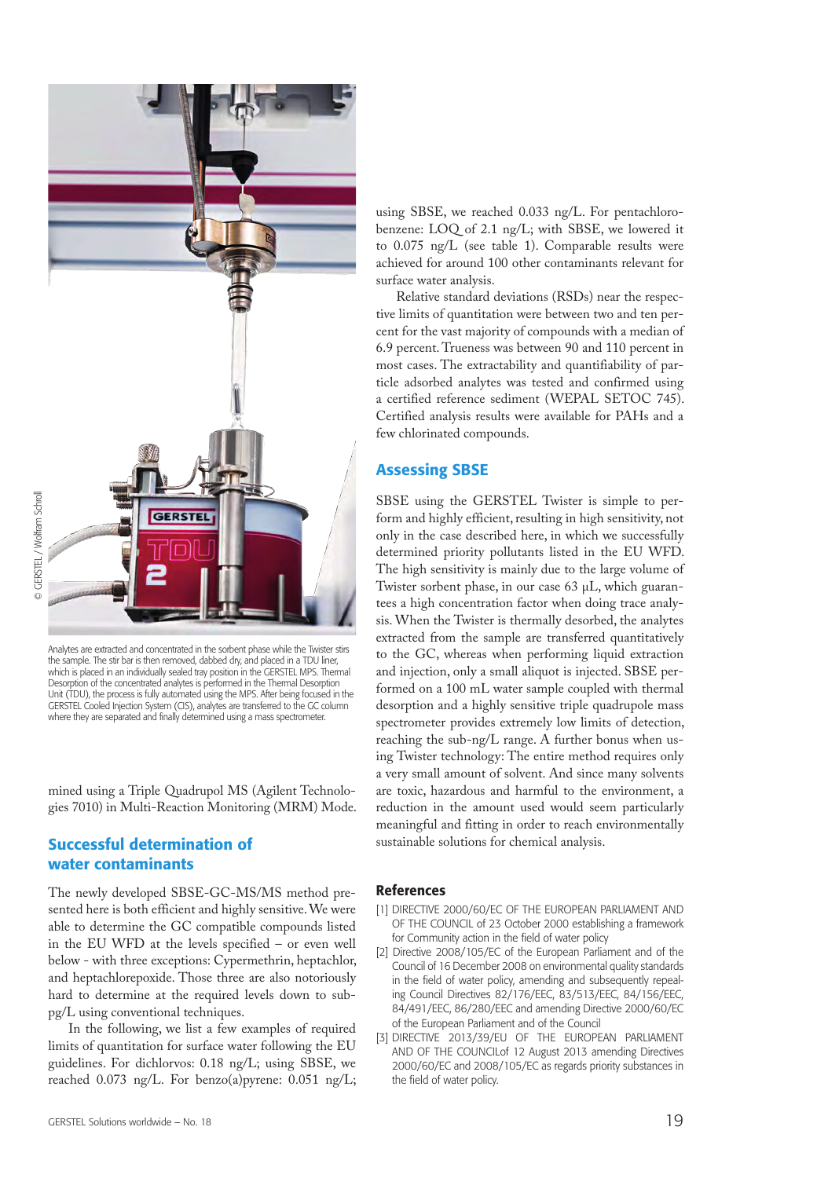Analytes are extracted and concentrated in the sorbent phase while the Twister stirs the sample. The stir bar is then removed, dabbed dry, and placed in a TDU liner, which is placed in an individually sealed tray position in the GERSTEL MPS. Thermal Desorption of the concentrated analytes is performed in the Thermal Desorption Unit (TDU), the process is fully automated using the MPS. After being focused in the GERSTEL Cooled Injection System (CIS), analytes are transferred to the GC column where they are separated and finally determined using a mass spectrometer.

© GERSTEL / Wolfram Schroll

mined using a Triple Quadrupol MS (Agilent Technologies 7010) in Multi-Reaction Monitoring (MRM) Mode.

## Successful determination of water contaminants

The newly developed SBSE-GC-MS/MS method presented here is both efficient and highly sensitive. We were able to determine the GC compatible compounds listed in the EU WFD at the levels specified – or even well below - with three exceptions: Cypermethrin, heptachlor, and heptachlorepoxide. Those three are also notoriously hard to determine at the required levels down to sub-pg/L using conventional techniques.

In the following, we list a few examples of required limits of quantitation for surface water following the EU guidelines. For dichlorvos: 0.18 ng/L; using SBSE, we reached 0.073 ng/L. For benzo(a)pyrene: 0.051 ng/L; using SBSE, we reached 0.033 ng/L. For pentachlorobenzene: LOQ of 2.1 ng/L; with SBSE, we lowered it to 0.075 ng/L (see table 1). Comparable results were achieved for around 100 other contaminants relevant for surface water analysis.

Relative standard deviations (RSDs) near the respective limits of quantitation were between two and ten percent for the vast majority of compounds with a median of 6.9 percent. Trueness was between 90 and 110 percent in most cases. The extractability and quantifiability of particle adsorbed analytes was tested and confirmed using a certified reference sediment (WEPAL SETOC 745). Certified analysis results were available for PAHs and a few chlorinated compounds.

## Assessing SBSE

SBSE using the GERSTEL Twister is simple to perform and highly efficient, resulting in high sensitivity, not only in the case described here, in which we successfully determined priority pollutants listed in the EU WFD. The high sensitivity is mainly due to the large volume of Twister sorbent phase, in our case 63 µL, which guarantees a high concentration factor when doing trace analysis. When the Twister is thermally desorbed, the analytes extracted from the sample are transferred quantitatively to the GC, whereas when performing liquid extraction and injection, only a small aliquot is injected. SBSE performed on a 100 mL water sample coupled with thermal desorption and a highly sensitive triple quadrupole mass spectrometer provides extremely low limits of detection, reaching the sub-ng/L range. A further bonus when using Twister technology: The entire method requires only a very small amount of solvent. And since many solvents are toxic, hazardous and harmful to the environment, a reduction in the amount used would seem particularly meaningful and fitting in order to reach environmentally sustainable solutions for chemical analysis.

### References

[1] DIRECTIVE 2000/60/EC OF THE EUROPEAN PARLIAMENT AND OF THE COUNCIL of 23 October 2000 establishing a framework for Community action in the field of water policy

[2] Directive 2008/105/EC of the European Parliament and of the Council of 16 December 2008 on environmental quality standards in the field of water policy, amending and subsequently repealing Council Directives 82/176/EEC, 83/513/EEC, 84/156/EEC, 84/491/EEC, 86/280/EEC and amending Directive 2000/60/EC of the European Parliament and of the Council

[3] DIRECTIVE 2013/39/EU OF THE EUROPEAN PARLIAMENT AND OF THE COUNCILof 12 August 2013 amending Directives 2000/60/EC and 2008/105/EC as regards priority substances in the field of water policy.